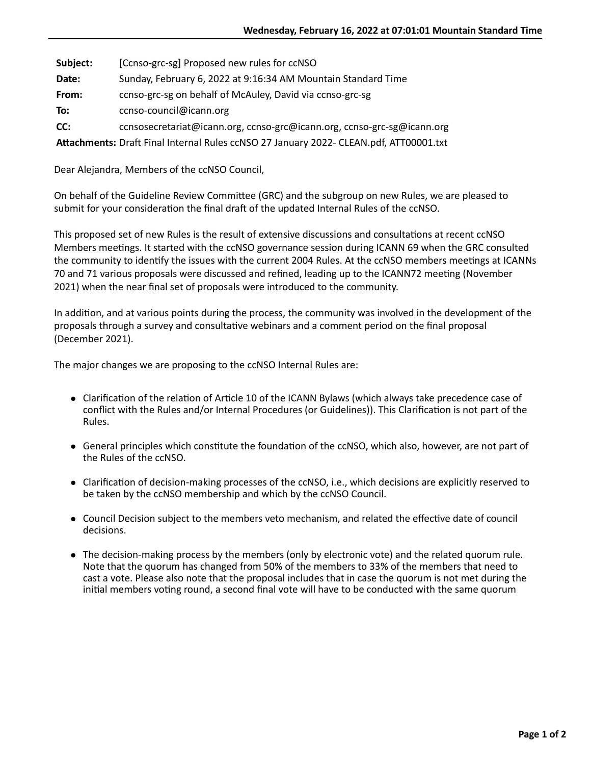| | |
|---|---|
| **Subject:** | [Ccnso-grc-sg] Proposed new rules for ccNSO |
| **Date:** | Sunday, February 6, 2022 at 9:16:34 AM Mountain Standard Time |
| **From:** | ccnso-grc-sg on behalf of McAuley, David via ccnso-grc-sg |
| **To:** | ccnso-council@icann.org |
| **CC:** | ccnsosecretariat@icann.org, ccnso-grc@icann.org, ccnso-grc-sg@icann.org |
| **Attachments:** | Draft Final Internal Rules ccNSO 27 January 2022- CLEAN.pdf, ATT00001.txt |

Dear Alejandra, Members of the ccNSO Council,

On behalf of the Guideline Review Committee (GRC) and the subgroup on new Rules, we are pleased to submit for your consideration the final draft of the updated Internal Rules of the ccNSO.

This proposed set of new Rules is the result of extensive discussions and consultations at recent ccNSO Members meetings. It started with the ccNSO governance session during ICANN 69 when the GRC consulted the community to identify the issues with the current 2004 Rules. At the ccNSO members meetings at ICANNs 70 and 71 various proposals were discussed and refined, leading up to the ICANN72 meeting (November 2021) when the near final set of proposals were introduced to the community.

In addition, and at various points during the process, the community was involved in the development of the proposals through a survey and consultative webinars and a comment period on the final proposal (December 2021).

The major changes we are proposing to the ccNSO Internal Rules are:

- Clarification of the relation of Article 10 of the ICANN Bylaws (which always take precedence case of conflict with the Rules and/or Internal Procedures (or Guidelines)). This Clarification is not part of the Rules.
- General principles which constitute the foundation of the ccNSO, which also, however, are not part of the Rules of the ccNSO.
- Clarification of decision-making processes of the ccNSO, i.e., which decisions are explicitly reserved to be taken by the ccNSO membership and which by the ccNSO Council.
- Council Decision subject to the members veto mechanism, and related the effective date of council decisions.
- The decision-making process by the members (only by electronic vote) and the related quorum rule. Note that the quorum has changed from 50% of the members to 33% of the members that need to cast a vote. Please also note that the proposal includes that in case the quorum is not met during the initial members voting round, a second final vote will have to be conducted with the same quorum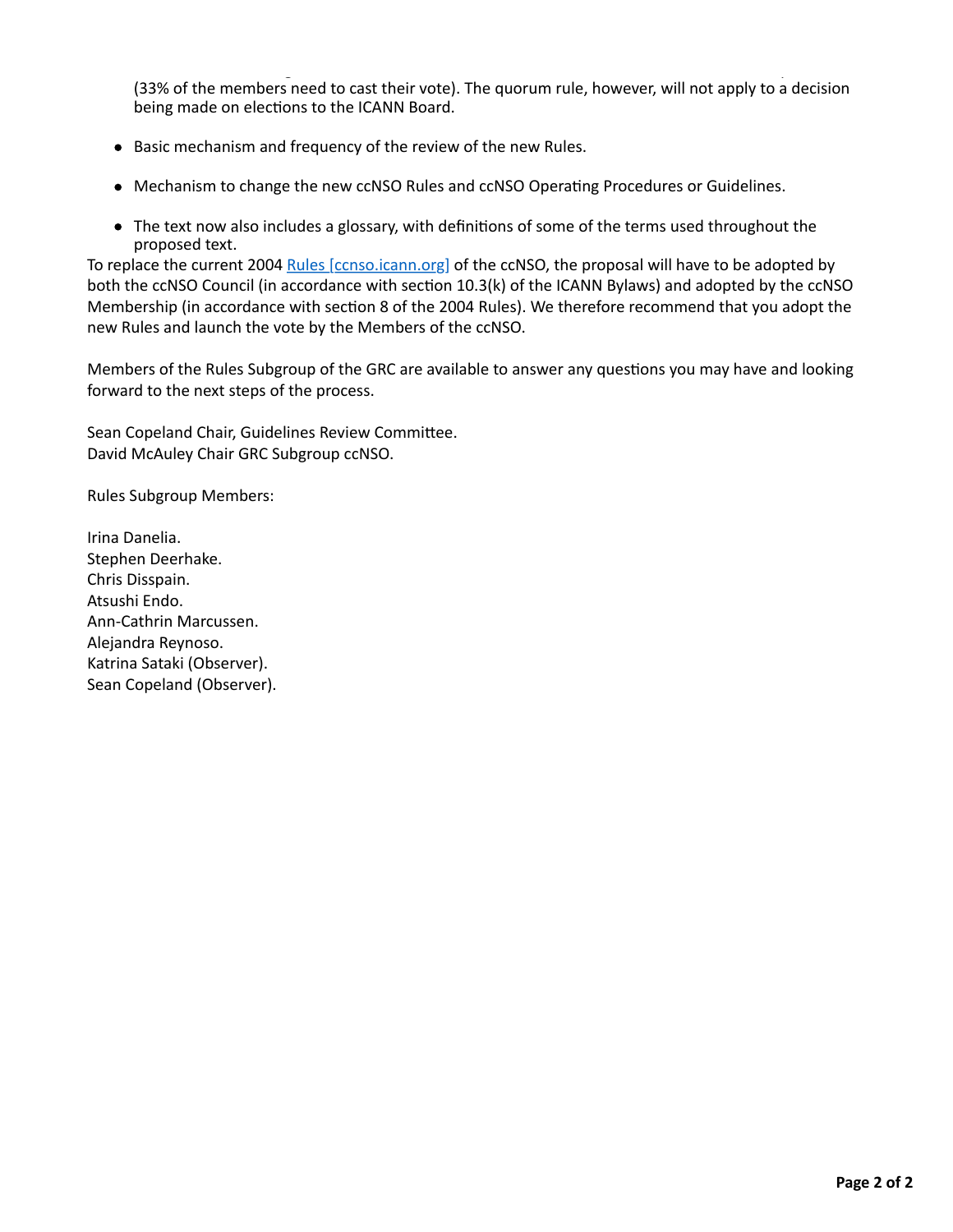(33% of the members need to cast their vote). The quorum rule, however, will not apply to a decision being made on elections to the ICANN Board.

- Basic mechanism and frequency of the review of the new Rules.
- Mechanism to change the new ccNSO Rules and ccNSO Operating Procedures or Guidelines.
- The text now also includes a glossary, with definitions of some of the terms used throughout the proposed text.

To replace the current 2004 Rules [ccnso.icann.org] of the ccNSO, the proposal will have to be adopted by both the ccNSO Council (in accordance with section 10.3(k) of the ICANN Bylaws) and adopted by the ccNSO Membership (in accordance with section 8 of the 2004 Rules). We therefore recommend that you adopt the new Rules and launch the vote by the Members of the ccNSO.

Members of the Rules Subgroup of the GRC are available to answer any questions you may have and looking forward to the next steps of the process.

Sean Copeland Chair, Guidelines Review Committee.
David McAuley Chair GRC Subgroup ccNSO.

Rules Subgroup Members:

Irina Danelia.
Stephen Deerhake.
Chris Disspain.
Atsushi Endo.
Ann-Cathrin Marcussen.
Alejandra Reynoso.
Katrina Sataki (Observer).
Sean Copeland (Observer).